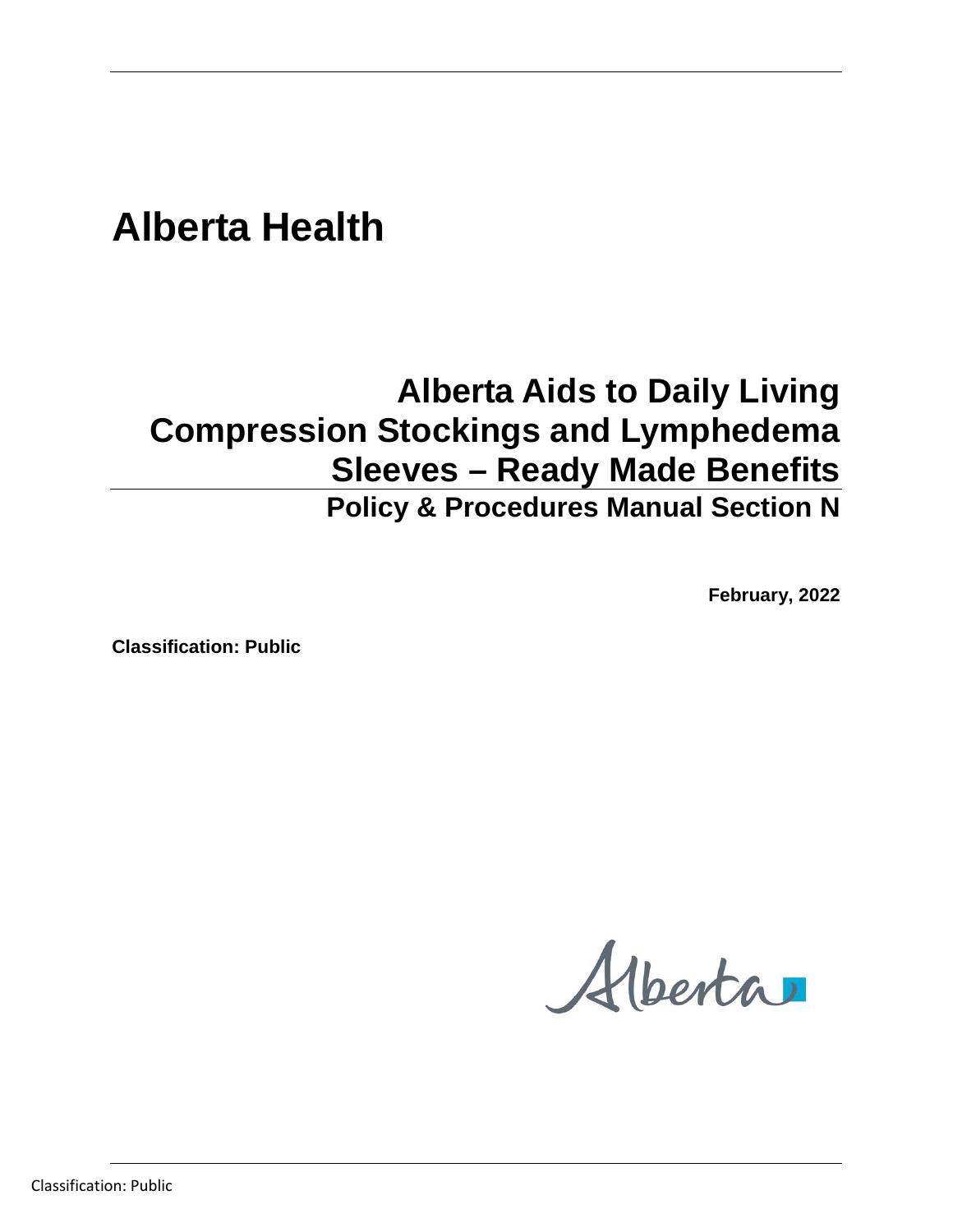# Alberta Health

## Alberta Aids to Daily Living Compression Stockings and Lymphedema Sleeves – Ready Made Benefits

### Policy & Procedures Manual Section N

**February, 2022**

**Classification: Public**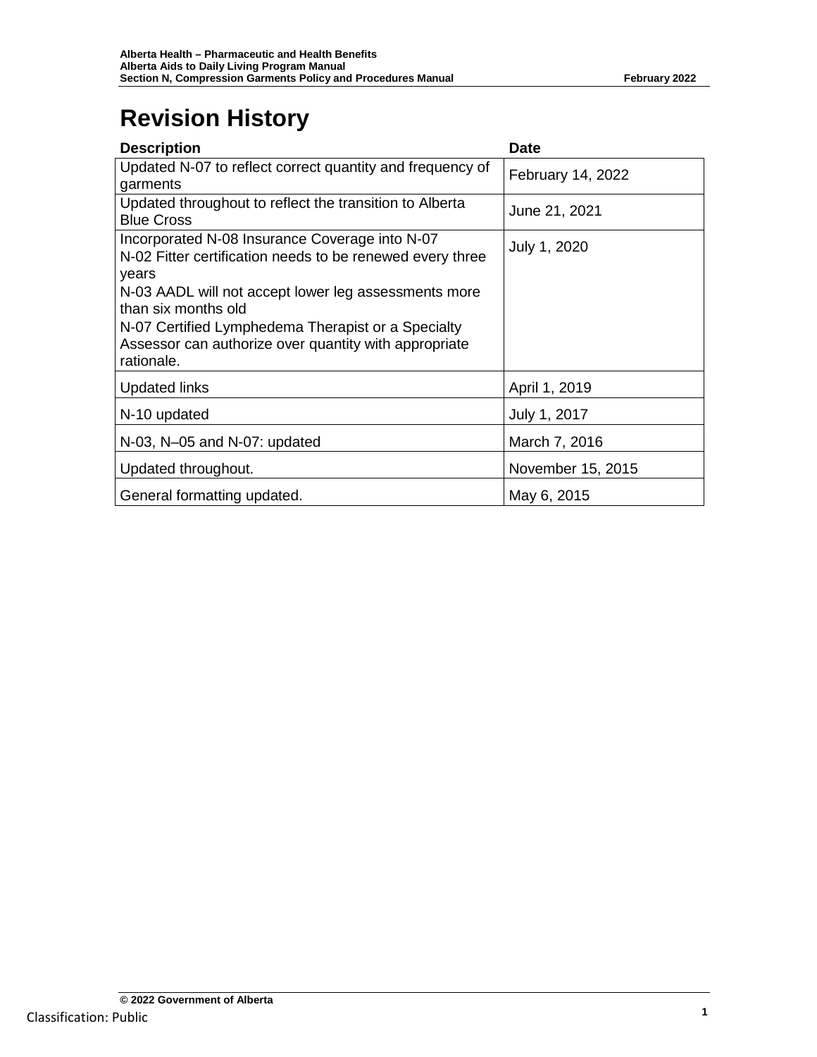# Revision History

| Description | Date |
|---|---|
| Updated N-07 to reflect correct quantity and frequency of garments | February 14, 2022 |
| Updated throughout to reflect the transition to Alberta Blue Cross | June 21, 2021 |
| Incorporated N-08 Insurance Coverage into N-07<br>N-02 Fitter certification needs to be renewed every three years<br>N-03 AADL will not accept lower leg assessments more than six months old<br>N-07 Certified Lymphedema Therapist or a Specialty Assessor can authorize over quantity with appropriate rationale. | July 1, 2020 |
| Updated links | April 1, 2019 |
| N-10 updated | July 1, 2017 |
| N-03, N–05 and N-07: updated | March 7, 2016 |
| Updated throughout. | November 15, 2015 |
| General formatting updated. | May 6, 2015 |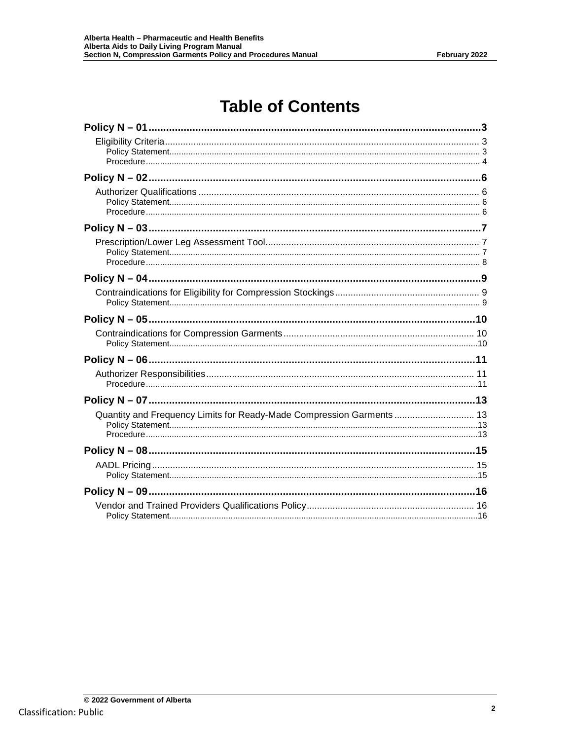# Table of Contents

**Policy N – 01** ..... 3

- Eligibility Criteria ..... 3
  - Policy Statement ..... 3
  - Procedure ..... 4

**Policy N – 02** ..... 6

- Authorizer Qualifications ..... 6
  - Policy Statement ..... 6
  - Procedure ..... 6

**Policy N – 03** ..... 7

- Prescription/Lower Leg Assessment Tool ..... 7
  - Policy Statement ..... 7
  - Procedure ..... 8

**Policy N – 04** ..... 9

- Contraindications for Eligibility for Compression Stockings ..... 9
  - Policy Statement ..... 9

**Policy N – 05** ..... 10

- Contraindications for Compression Garments ..... 10
  - Policy Statement ..... 10

**Policy N – 06** ..... 11

- Authorizer Responsibilities ..... 11
  - Procedure ..... 11

**Policy N – 07** ..... 13

- Quantity and Frequency Limits for Ready-Made Compression Garments ..... 13
  - Policy Statement ..... 13
  - Procedure ..... 13

**Policy N – 08** ..... 15

- AADL Pricing ..... 15
  - Policy Statement ..... 15

**Policy N – 09** ..... 16

- Vendor and Trained Providers Qualifications Policy ..... 16
  - Policy Statement ..... 16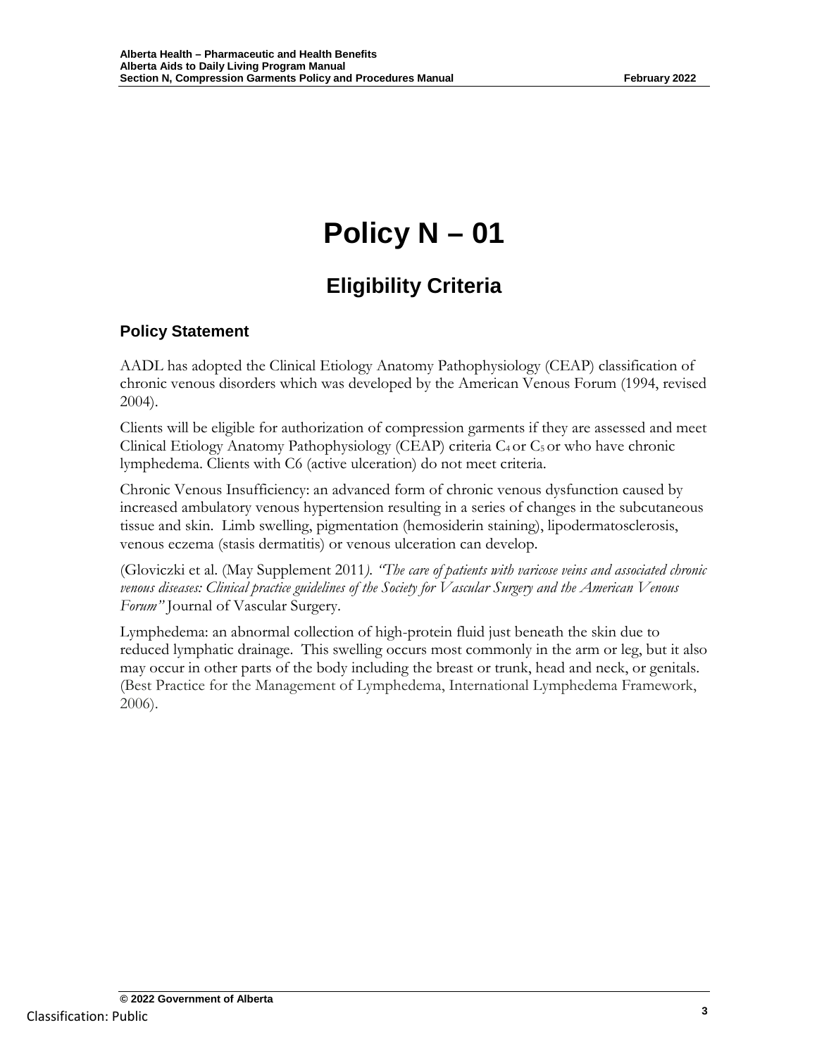# Policy N – 01

## Eligibility Criteria

### Policy Statement

AADL has adopted the Clinical Etiology Anatomy Pathophysiology (CEAP) classification of chronic venous disorders which was developed by the American Venous Forum (1994, revised 2004).

Clients will be eligible for authorization of compression garments if they are assessed and meet Clinical Etiology Anatomy Pathophysiology (CEAP) criteria $C_4$ or $C_5$ or who have chronic lymphedema. Clients with C6 (active ulceration) do not meet criteria.

Chronic Venous Insufficiency: an advanced form of chronic venous dysfunction caused by increased ambulatory venous hypertension resulting in a series of changes in the subcutaneous tissue and skin. Limb swelling, pigmentation (hemosiderin staining), lipodermatosclerosis, venous eczema (stasis dermatitis) or venous ulceration can develop.

(Gloviczki et al. (May Supplement 2011*). "The care of patients with varicose veins and associated chronic venous diseases: Clinical practice guidelines of the Society for Vascular Surgery and the American Venous Forum"* Journal of Vascular Surgery.

Lymphedema: an abnormal collection of high-protein fluid just beneath the skin due to reduced lymphatic drainage. This swelling occurs most commonly in the arm or leg, but it also may occur in other parts of the body including the breast or trunk, head and neck, or genitals. (Best Practice for the Management of Lymphedema, International Lymphedema Framework, 2006).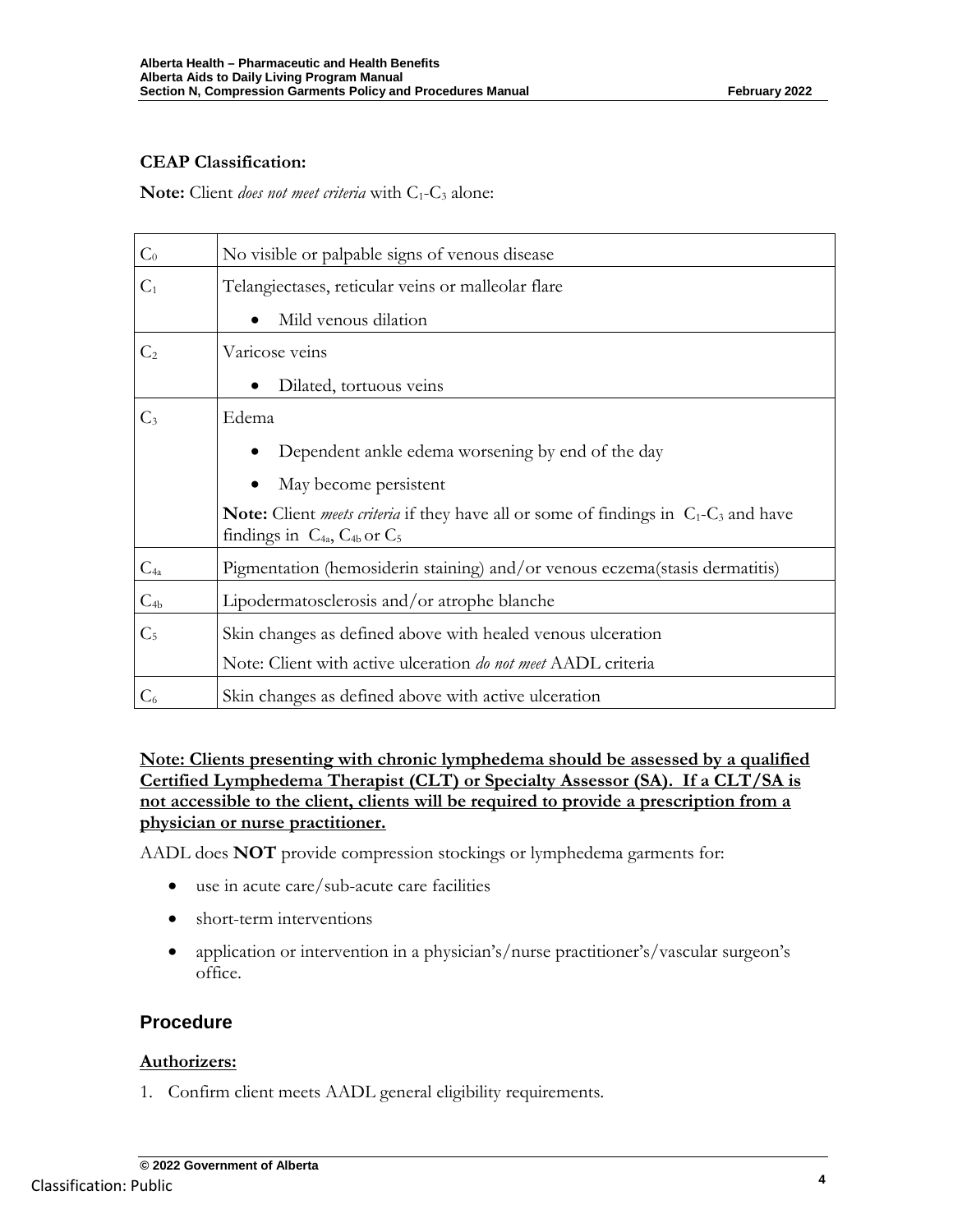**CEAP Classification:**

**Note:** Client *does not meet criteria* with $C_1$-$C_3$ alone:

| | |
|---|---|
| $C_0$ | No visible or palpable signs of venous disease |
| $C_1$ | Telangiectases, reticular veins or malleolar flare<br>• Mild venous dilation |
| $C_2$ | Varicose veins<br>• Dilated, tortuous veins |
| $C_3$ | Edema<br>• Dependent ankle edema worsening by end of the day<br>• May become persistent<br>**Note:** Client *meets criteria* if they have all or some of findings in $C_1$-$C_3$ and have findings in $C_{4a}$, $C_{4b}$ or $C_5$ |
| $C_{4a}$ | Pigmentation (hemosiderin staining) and/or venous eczema(stasis dermatitis) |
| $C_{4b}$ | Lipodermatosclerosis and/or atrophe blanche |
| $C_5$ | Skin changes as defined above with healed venous ulceration<br>Note: Client with active ulceration *do not meet* AADL criteria |
| $C_6$ | Skin changes as defined above with active ulceration |

**Note: Clients presenting with chronic lymphedema should be assessed by a qualified Certified Lymphedema Therapist (CLT) or Specialty Assessor (SA). If a CLT/SA is not accessible to the client, clients will be required to provide a prescription from a physician or nurse practitioner.**

AADL does **NOT** provide compression stockings or lymphedema garments for:

- use in acute care/sub-acute care facilities
- short-term interventions
- application or intervention in a physician's/nurse practitioner's/vascular surgeon's office.

## Procedure

**Authorizers:**

1. Confirm client meets AADL general eligibility requirements.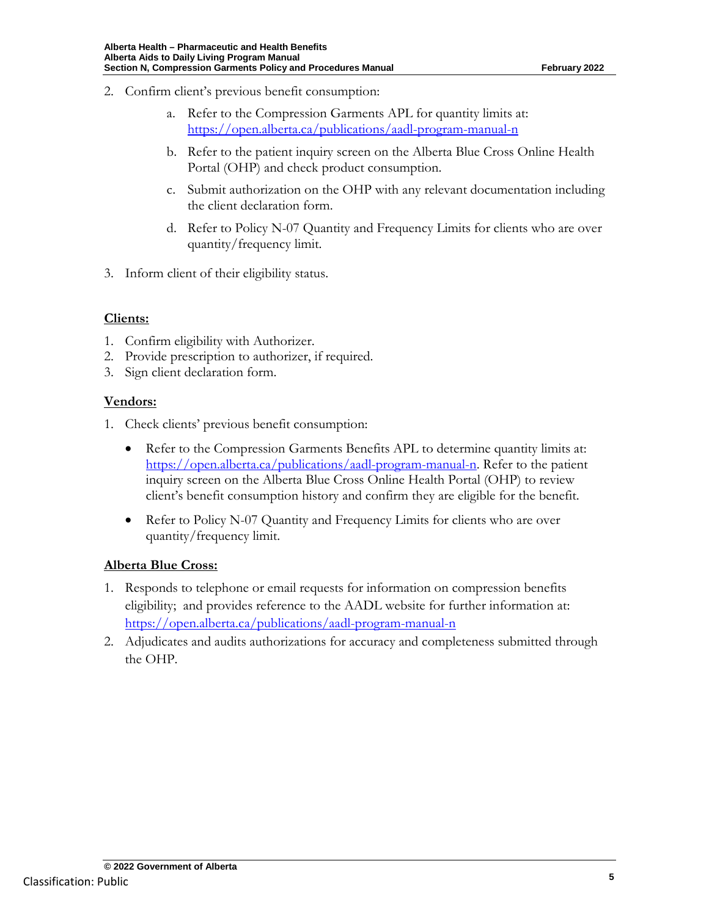2. Confirm client's previous benefit consumption:

    a. Refer to the Compression Garments APL for quantity limits at: https://open.alberta.ca/publications/aadl-program-manual-n

    b. Refer to the patient inquiry screen on the Alberta Blue Cross Online Health Portal (OHP) and check product consumption.

    c. Submit authorization on the OHP with any relevant documentation including the client declaration form.

    d. Refer to Policy N-07 Quantity and Frequency Limits for clients who are over quantity/frequency limit.

3. Inform client of their eligibility status.

**Clients:**

1. Confirm eligibility with Authorizer.
2. Provide prescription to authorizer, if required.
3. Sign client declaration form.

**Vendors:**

1. Check clients' previous benefit consumption:

    - Refer to the Compression Garments Benefits APL to determine quantity limits at: https://open.alberta.ca/publications/aadl-program-manual-n. Refer to the patient inquiry screen on the Alberta Blue Cross Online Health Portal (OHP) to review client's benefit consumption history and confirm they are eligible for the benefit.

    - Refer to Policy N-07 Quantity and Frequency Limits for clients who are over quantity/frequency limit.

**Alberta Blue Cross:**

1. Responds to telephone or email requests for information on compression benefits eligibility; and provides reference to the AADL website for further information at: https://open.alberta.ca/publications/aadl-program-manual-n
2. Adjudicates and audits authorizations for accuracy and completeness submitted through the OHP.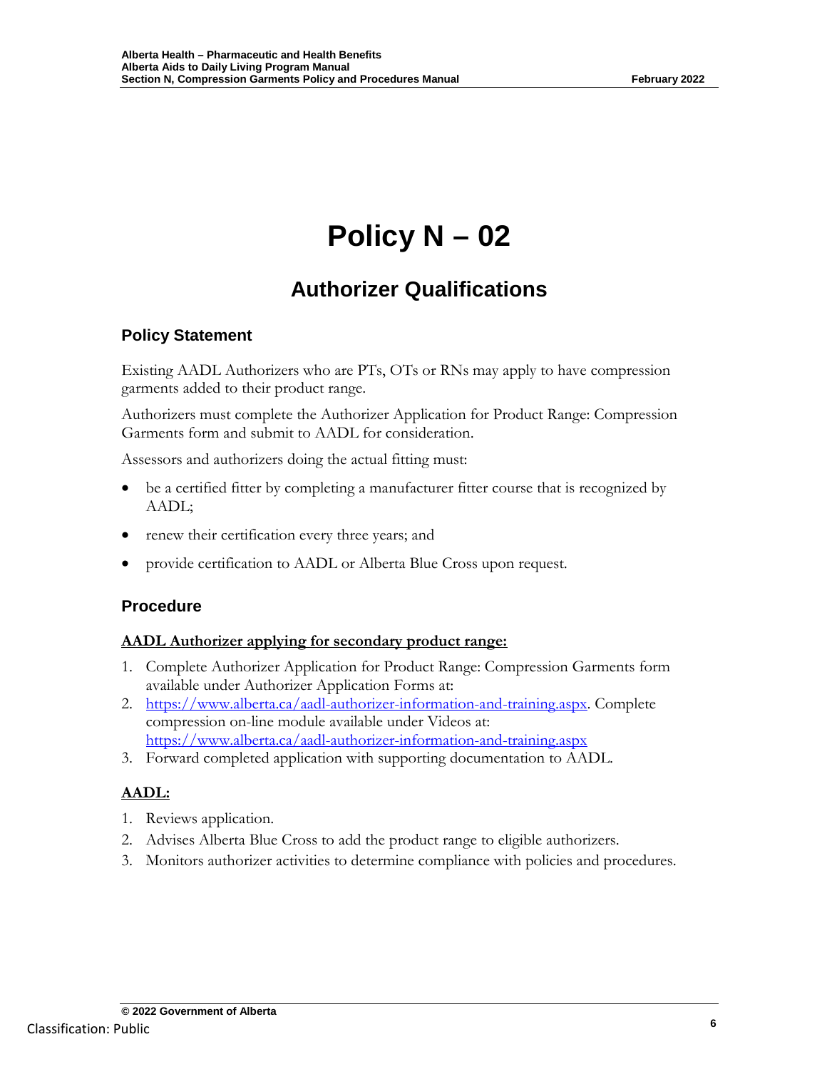# Policy N – 02

## Authorizer Qualifications

### Policy Statement

Existing AADL Authorizers who are PTs, OTs or RNs may apply to have compression garments added to their product range.

Authorizers must complete the Authorizer Application for Product Range: Compression Garments form and submit to AADL for consideration.

Assessors and authorizers doing the actual fitting must:

- be a certified fitter by completing a manufacturer fitter course that is recognized by AADL;
- renew their certification every three years; and
- provide certification to AADL or Alberta Blue Cross upon request.

### Procedure

**AADL Authorizer applying for secondary product range:**

1. Complete Authorizer Application for Product Range: Compression Garments form available under Authorizer Application Forms at:
2. https://www.alberta.ca/aadl-authorizer-information-and-training.aspx. Complete compression on-line module available under Videos at: https://www.alberta.ca/aadl-authorizer-information-and-training.aspx
3. Forward completed application with supporting documentation to AADL.

**AADL:**

1. Reviews application.
2. Advises Alberta Blue Cross to add the product range to eligible authorizers.
3. Monitors authorizer activities to determine compliance with policies and procedures.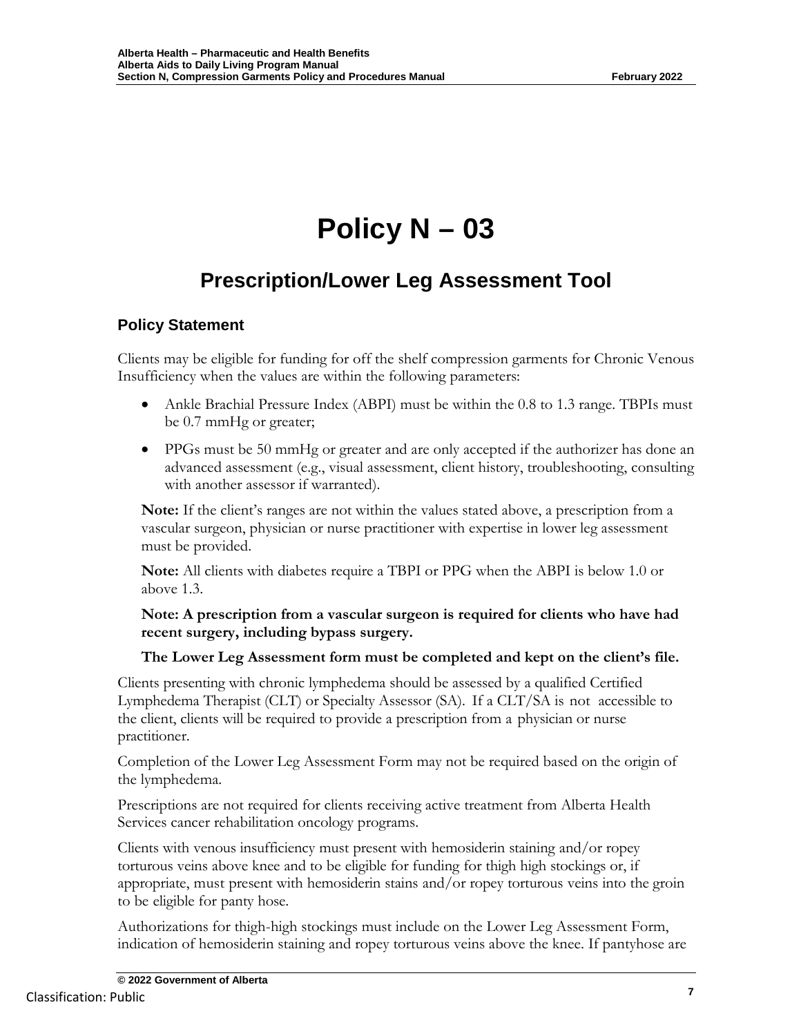# Policy N – 03

## Prescription/Lower Leg Assessment Tool

### Policy Statement

Clients may be eligible for funding for off the shelf compression garments for Chronic Venous Insufficiency when the values are within the following parameters:

- Ankle Brachial Pressure Index (ABPI) must be within the 0.8 to 1.3 range. TBPIs must be 0.7 mmHg or greater;
- PPGs must be 50 mmHg or greater and are only accepted if the authorizer has done an advanced assessment (e.g., visual assessment, client history, troubleshooting, consulting with another assessor if warranted).

**Note:** If the client's ranges are not within the values stated above, a prescription from a vascular surgeon, physician or nurse practitioner with expertise in lower leg assessment must be provided.

**Note:** All clients with diabetes require a TBPI or PPG when the ABPI is below 1.0 or above 1.3.

**Note: A prescription from a vascular surgeon is required for clients who have had recent surgery, including bypass surgery.**

**The Lower Leg Assessment form must be completed and kept on the client's file.**

Clients presenting with chronic lymphedema should be assessed by a qualified Certified Lymphedema Therapist (CLT) or Specialty Assessor (SA). If a CLT/SA is not accessible to the client, clients will be required to provide a prescription from a physician or nurse practitioner.

Completion of the Lower Leg Assessment Form may not be required based on the origin of the lymphedema.

Prescriptions are not required for clients receiving active treatment from Alberta Health Services cancer rehabilitation oncology programs.

Clients with venous insufficiency must present with hemosiderin staining and/or ropey torturous veins above knee and to be eligible for funding for thigh high stockings or, if appropriate, must present with hemosiderin stains and/or ropey torturous veins into the groin to be eligible for panty hose.

Authorizations for thigh-high stockings must include on the Lower Leg Assessment Form, indication of hemosiderin staining and ropey torturous veins above the knee. If pantyhose are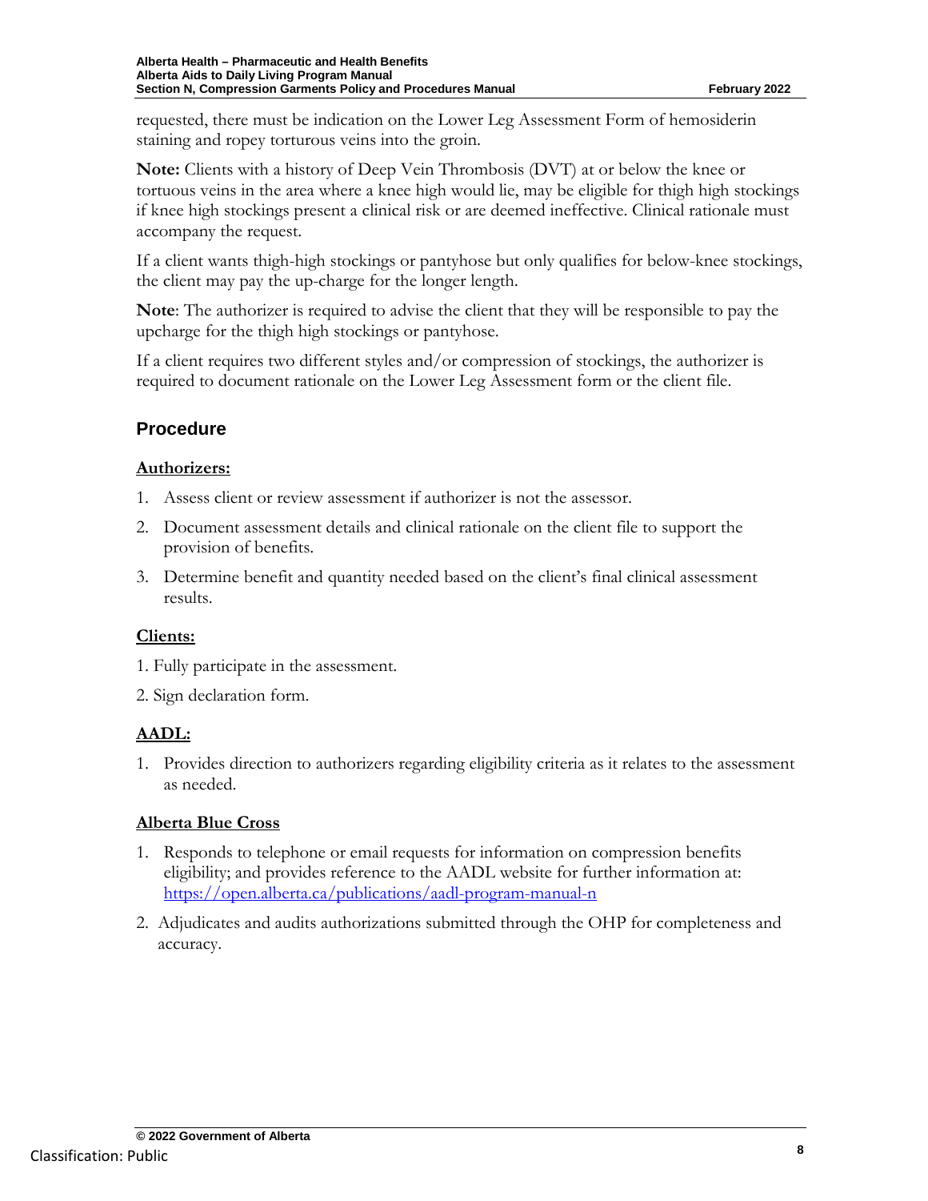requested, there must be indication on the Lower Leg Assessment Form of hemosiderin staining and ropey torturous veins into the groin.

**Note:** Clients with a history of Deep Vein Thrombosis (DVT) at or below the knee or tortuous veins in the area where a knee high would lie, may be eligible for thigh high stockings if knee high stockings present a clinical risk or are deemed ineffective. Clinical rationale must accompany the request.

If a client wants thigh-high stockings or pantyhose but only qualifies for below-knee stockings, the client may pay the up-charge for the longer length.

**Note**: The authorizer is required to advise the client that they will be responsible to pay the upcharge for the thigh high stockings or pantyhose.

If a client requires two different styles and/or compression of stockings, the authorizer is required to document rationale on the Lower Leg Assessment form or the client file.

## Procedure

**Authorizers:**

1. Assess client or review assessment if authorizer is not the assessor.
2. Document assessment details and clinical rationale on the client file to support the provision of benefits.
3. Determine benefit and quantity needed based on the client's final clinical assessment results.

**Clients:**

1. Fully participate in the assessment.
2. Sign declaration form.

**AADL:**

1. Provides direction to authorizers regarding eligibility criteria as it relates to the assessment as needed.

**Alberta Blue Cross**

1. Responds to telephone or email requests for information on compression benefits eligibility; and provides reference to the AADL website for further information at: https://open.alberta.ca/publications/aadl-program-manual-n
2. Adjudicates and audits authorizations submitted through the OHP for completeness and accuracy.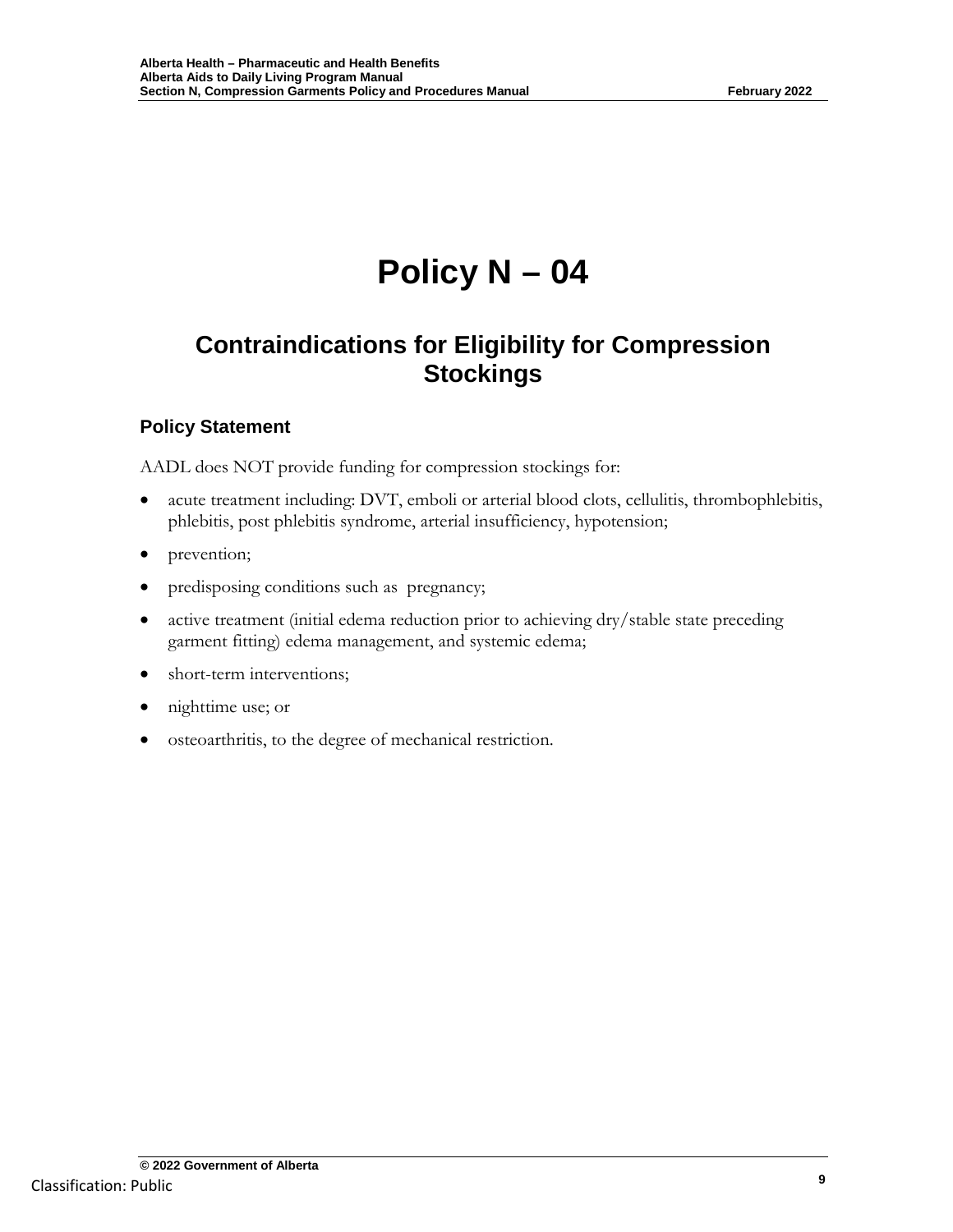# Policy N – 04

## Contraindications for Eligibility for Compression Stockings

### Policy Statement

AADL does NOT provide funding for compression stockings for:

- acute treatment including: DVT, emboli or arterial blood clots, cellulitis, thrombophlebitis, phlebitis, post phlebitis syndrome, arterial insufficiency, hypotension;
- prevention;
- predisposing conditions such as pregnancy;
- active treatment (initial edema reduction prior to achieving dry/stable state preceding garment fitting) edema management, and systemic edema;
- short-term interventions;
- nighttime use; or
- osteoarthritis, to the degree of mechanical restriction.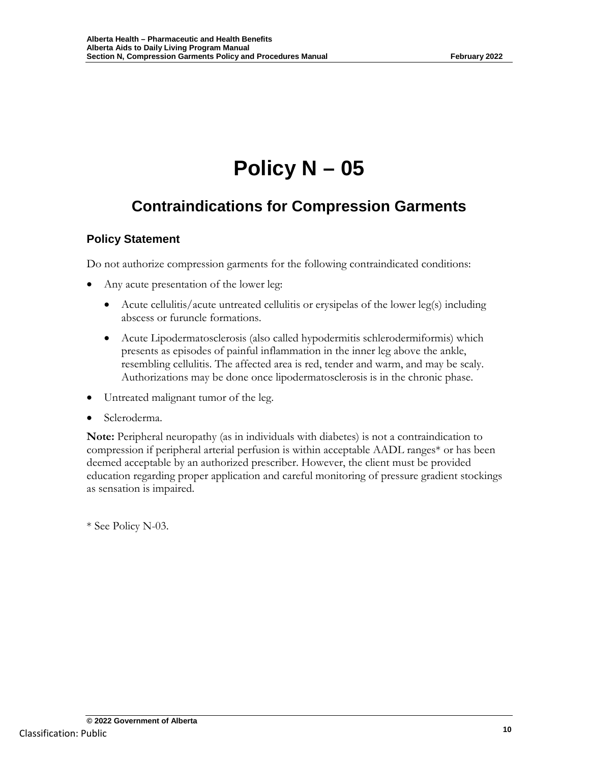# Policy N – 05

## Contraindications for Compression Garments

### Policy Statement

Do not authorize compression garments for the following contraindicated conditions:

- Any acute presentation of the lower leg:
  - Acute cellulitis/acute untreated cellulitis or erysipelas of the lower leg(s) including abscess or furuncle formations.
  - Acute Lipodermatosclerosis (also called hypodermitis schlerodermiformis) which presents as episodes of painful inflammation in the inner leg above the ankle, resembling cellulitis. The affected area is red, tender and warm, and may be scaly. Authorizations may be done once lipodermatosclerosis is in the chronic phase.
- Untreated malignant tumor of the leg.
- Scleroderma.

**Note:** Peripheral neuropathy (as in individuals with diabetes) is not a contraindication to compression if peripheral arterial perfusion is within acceptable AADL ranges* or has been deemed acceptable by an authorized prescriber. However, the client must be provided education regarding proper application and careful monitoring of pressure gradient stockings as sensation is impaired.

\* See Policy N-03.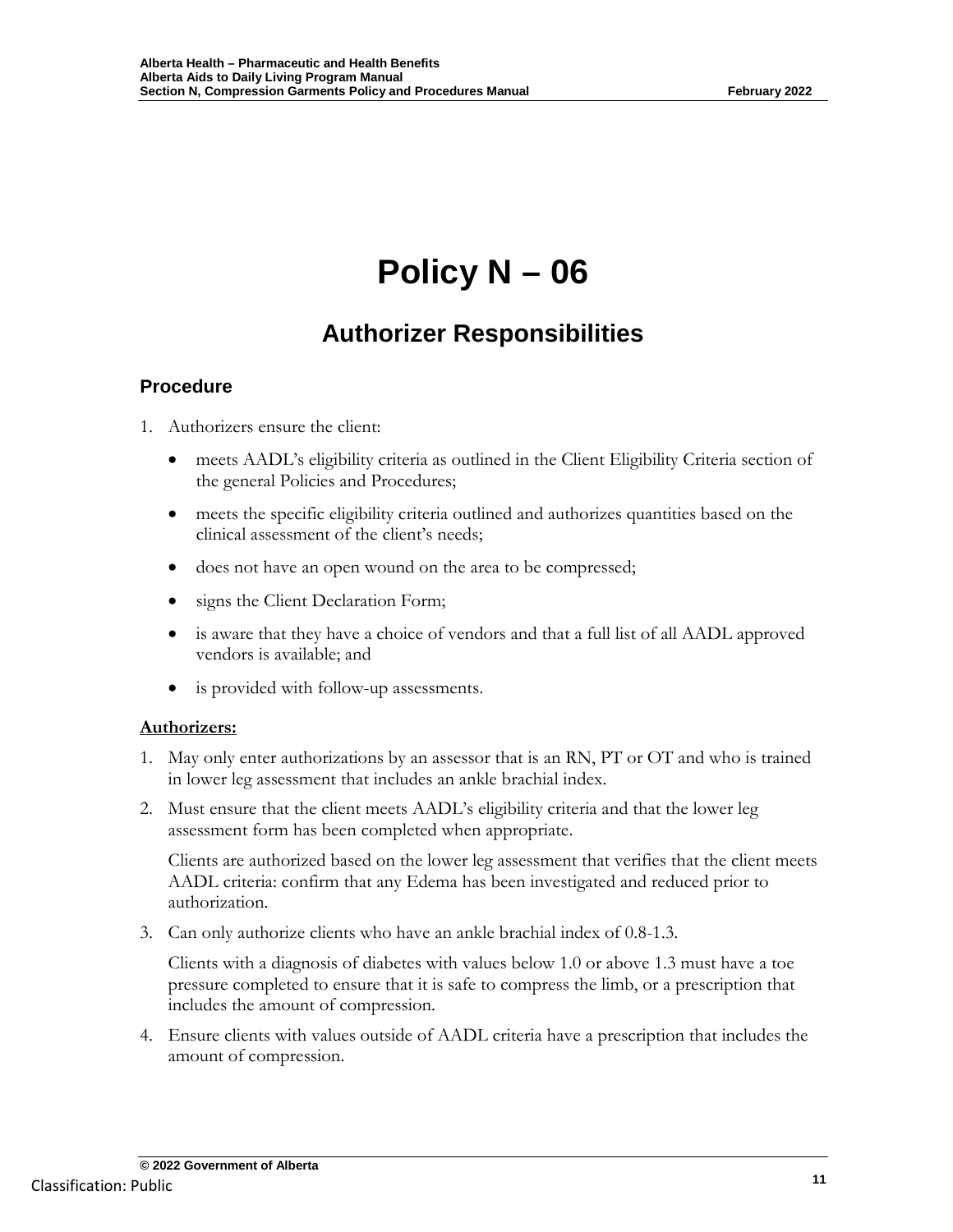# Policy N – 06

## Authorizer Responsibilities

### Procedure

1. Authorizers ensure the client:
   - meets AADL's eligibility criteria as outlined in the Client Eligibility Criteria section of the general Policies and Procedures;
   - meets the specific eligibility criteria outlined and authorizes quantities based on the clinical assessment of the client's needs;
   - does not have an open wound on the area to be compressed;
   - signs the Client Declaration Form;
   - is aware that they have a choice of vendors and that a full list of all AADL approved vendors is available; and
   - is provided with follow-up assessments.

**Authorizers:**

1. May only enter authorizations by an assessor that is an RN, PT or OT and who is trained in lower leg assessment that includes an ankle brachial index.
2. Must ensure that the client meets AADL's eligibility criteria and that the lower leg assessment form has been completed when appropriate.

   Clients are authorized based on the lower leg assessment that verifies that the client meets AADL criteria: confirm that any Edema has been investigated and reduced prior to authorization.
3. Can only authorize clients who have an ankle brachial index of 0.8-1.3.

   Clients with a diagnosis of diabetes with values below 1.0 or above 1.3 must have a toe pressure completed to ensure that it is safe to compress the limb, or a prescription that includes the amount of compression.
4. Ensure clients with values outside of AADL criteria have a prescription that includes the amount of compression.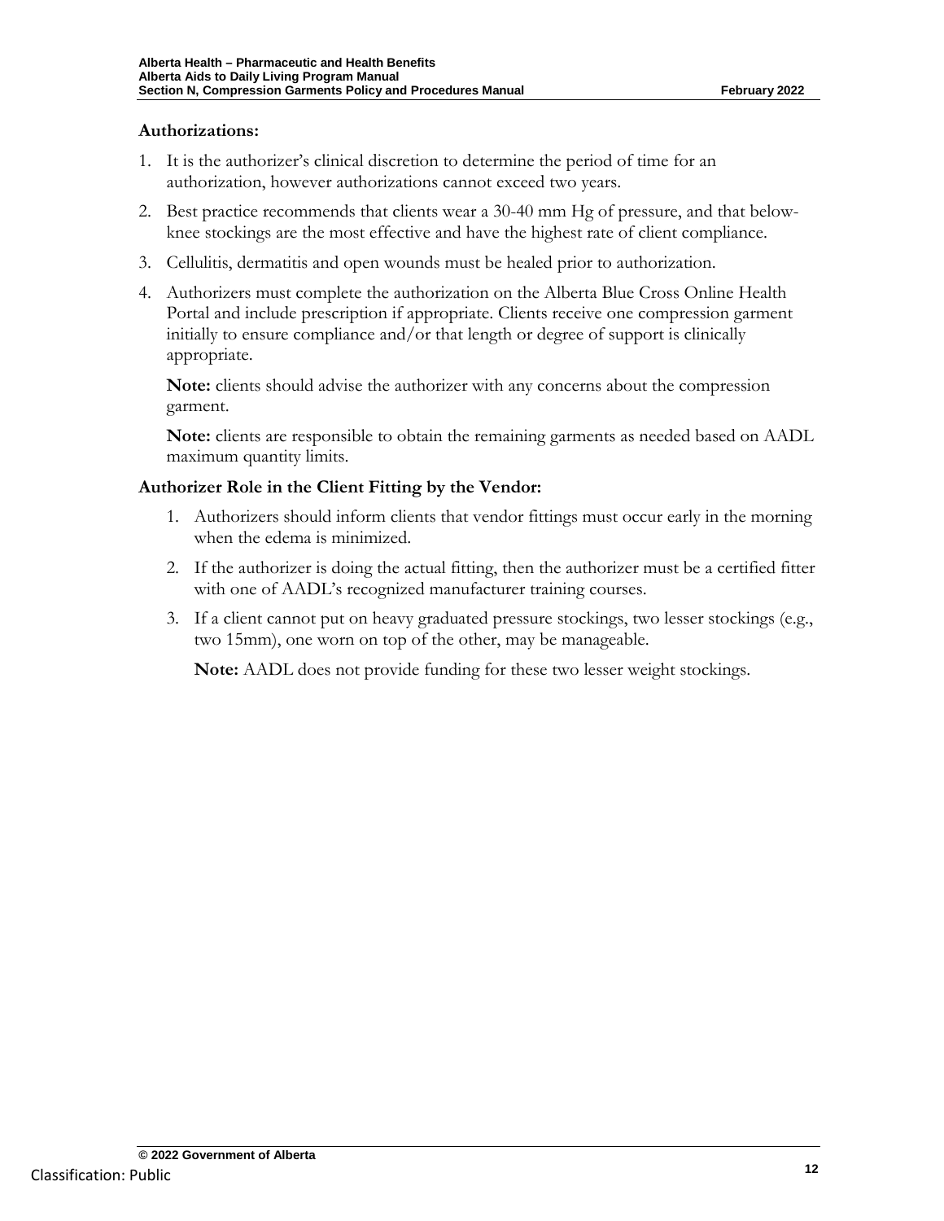**Authorizations:**

1. It is the authorizer's clinical discretion to determine the period of time for an authorization, however authorizations cannot exceed two years.
2. Best practice recommends that clients wear a 30-40 mm Hg of pressure, and that below-knee stockings are the most effective and have the highest rate of client compliance.
3. Cellulitis, dermatitis and open wounds must be healed prior to authorization.
4. Authorizers must complete the authorization on the Alberta Blue Cross Online Health Portal and include prescription if appropriate. Clients receive one compression garment initially to ensure compliance and/or that length or degree of support is clinically appropriate.

   **Note:** clients should advise the authorizer with any concerns about the compression garment.

   **Note:** clients are responsible to obtain the remaining garments as needed based on AADL maximum quantity limits.

**Authorizer Role in the Client Fitting by the Vendor:**

1. Authorizers should inform clients that vendor fittings must occur early in the morning when the edema is minimized.
2. If the authorizer is doing the actual fitting, then the authorizer must be a certified fitter with one of AADL's recognized manufacturer training courses.
3. If a client cannot put on heavy graduated pressure stockings, two lesser stockings (e.g., two 15mm), one worn on top of the other, may be manageable.

   **Note:** AADL does not provide funding for these two lesser weight stockings.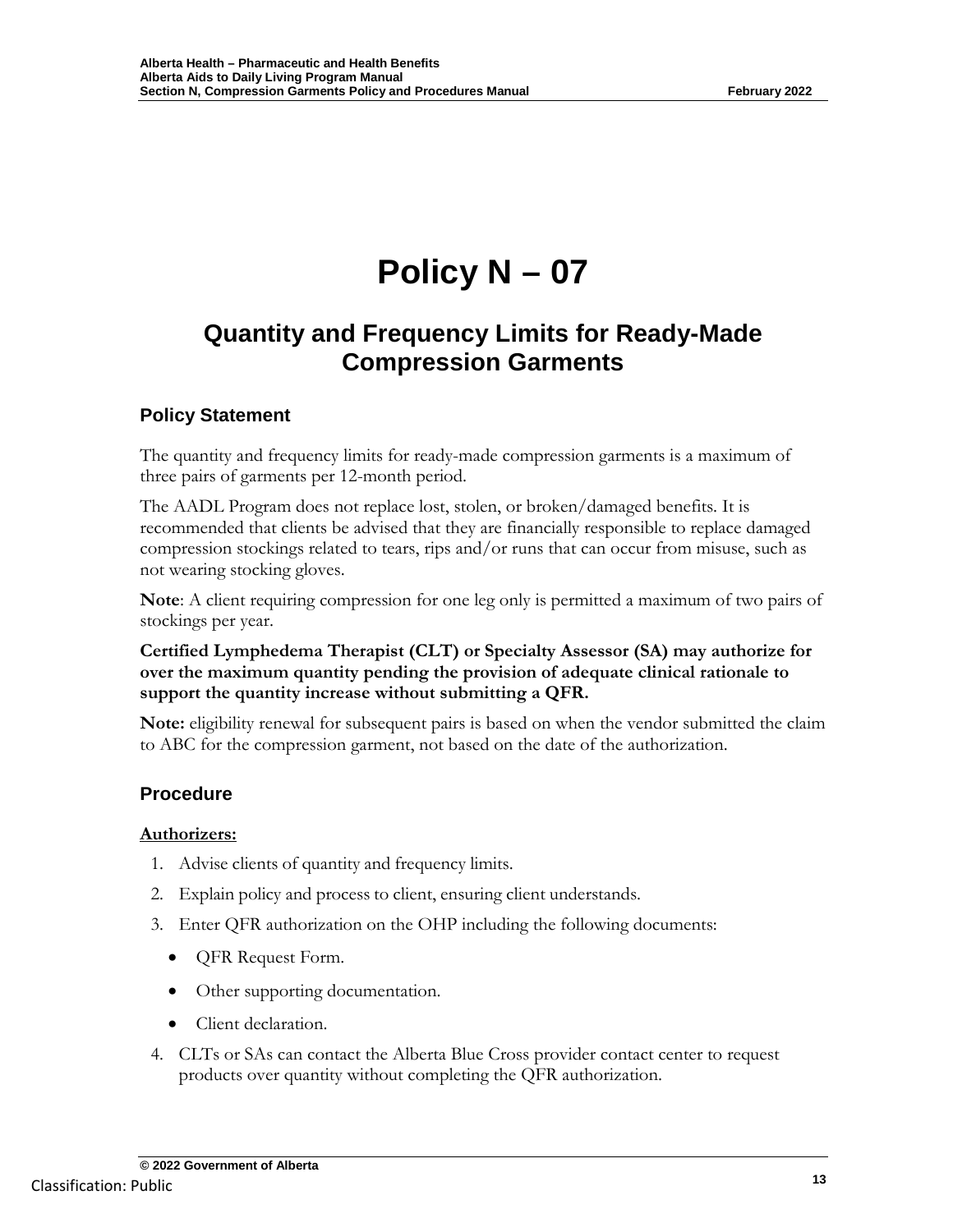# Policy N – 07

## Quantity and Frequency Limits for Ready-Made Compression Garments

### Policy Statement

The quantity and frequency limits for ready-made compression garments is a maximum of three pairs of garments per 12-month period.

The AADL Program does not replace lost, stolen, or broken/damaged benefits. It is recommended that clients be advised that they are financially responsible to replace damaged compression stockings related to tears, rips and/or runs that can occur from misuse, such as not wearing stocking gloves.

**Note**: A client requiring compression for one leg only is permitted a maximum of two pairs of stockings per year.

**Certified Lymphedema Therapist (CLT) or Specialty Assessor (SA) may authorize for over the maximum quantity pending the provision of adequate clinical rationale to support the quantity increase without submitting a QFR.**

**Note:** eligibility renewal for subsequent pairs is based on when the vendor submitted the claim to ABC for the compression garment, not based on the date of the authorization.

### Procedure

**Authorizers:**

1. Advise clients of quantity and frequency limits.
2. Explain policy and process to client, ensuring client understands.
3. Enter QFR authorization on the OHP including the following documents:
   - QFR Request Form.
   - Other supporting documentation.
   - Client declaration.
4. CLTs or SAs can contact the Alberta Blue Cross provider contact center to request products over quantity without completing the QFR authorization.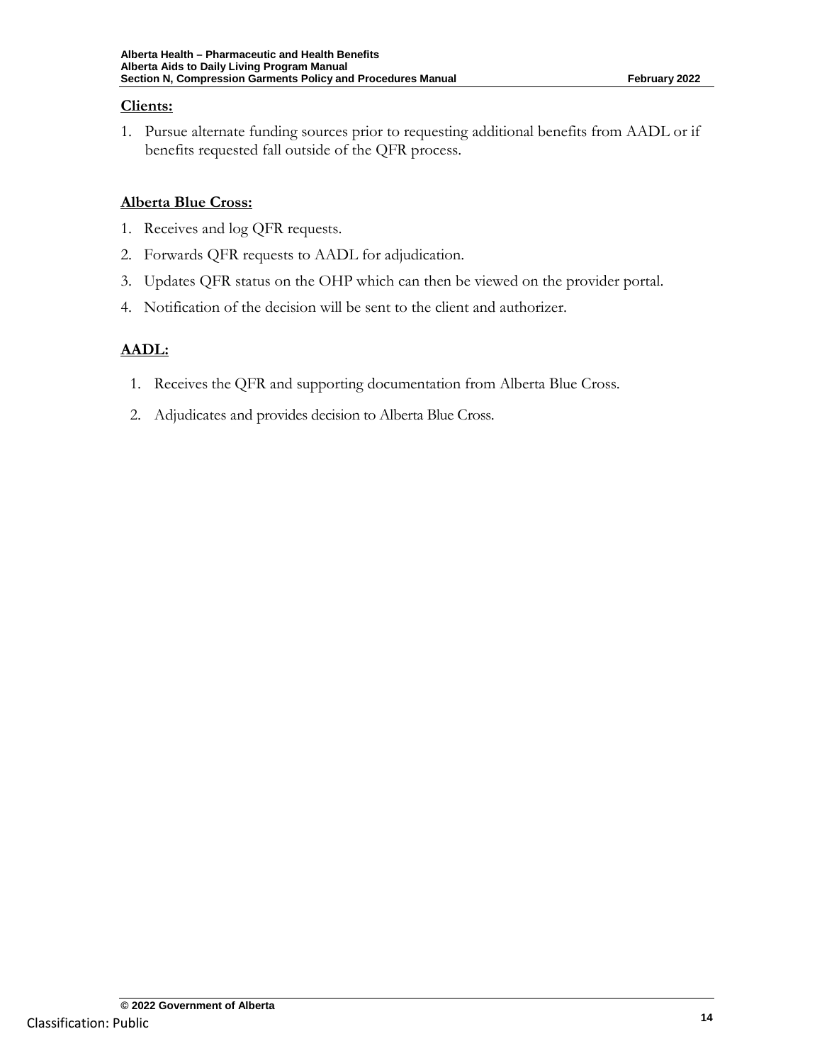**Clients:**

1. Pursue alternate funding sources prior to requesting additional benefits from AADL or if benefits requested fall outside of the QFR process.

**Alberta Blue Cross:**

1. Receives and log QFR requests.
2. Forwards QFR requests to AADL for adjudication.
3. Updates QFR status on the OHP which can then be viewed on the provider portal.
4. Notification of the decision will be sent to the client and authorizer.

**AADL:**

1. Receives the QFR and supporting documentation from Alberta Blue Cross.
2. Adjudicates and provides decision to Alberta Blue Cross.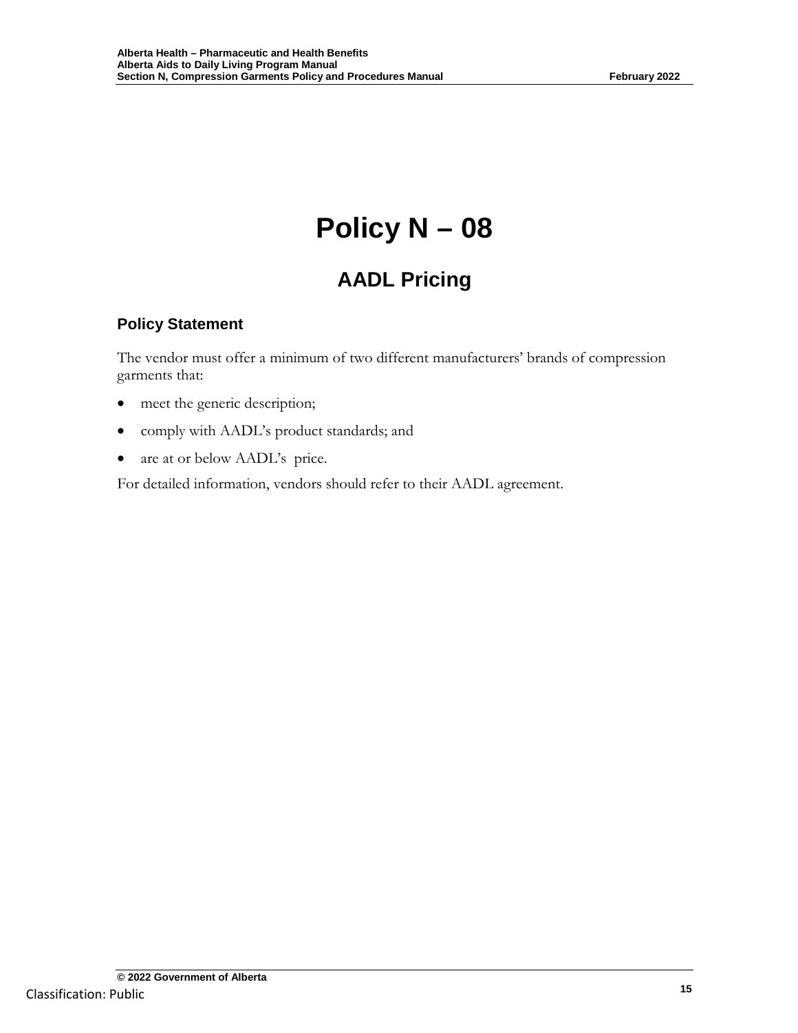# Policy N – 08

## AADL Pricing

### Policy Statement

The vendor must offer a minimum of two different manufacturers' brands of compression garments that:

- meet the generic description;
- comply with AADL's product standards; and
- are at or below AADL's price.

For detailed information, vendors should refer to their AADL agreement.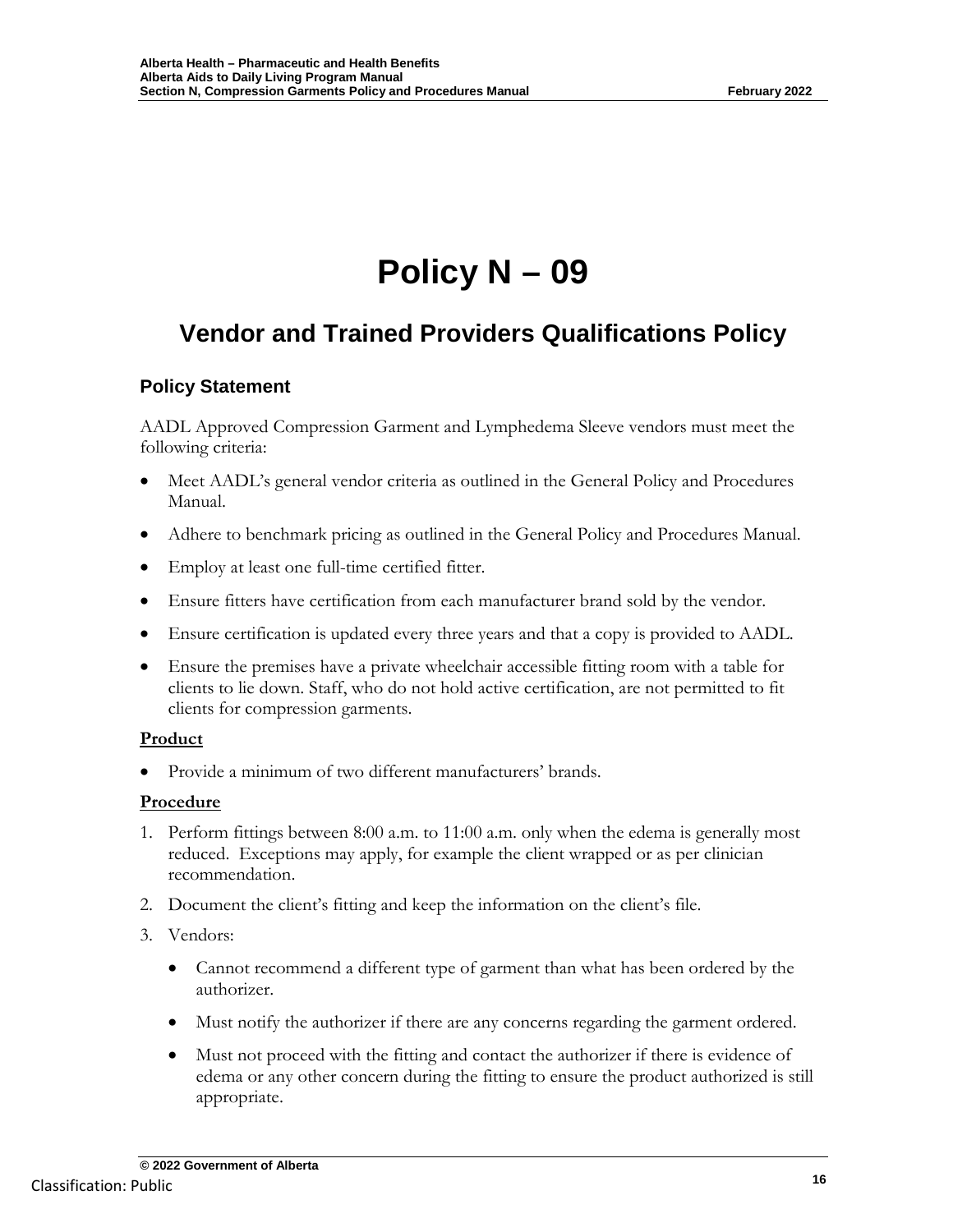# Policy N – 09

## Vendor and Trained Providers Qualifications Policy

### Policy Statement

AADL Approved Compression Garment and Lymphedema Sleeve vendors must meet the following criteria:

- Meet AADL's general vendor criteria as outlined in the General Policy and Procedures Manual.
- Adhere to benchmark pricing as outlined in the General Policy and Procedures Manual.
- Employ at least one full-time certified fitter.
- Ensure fitters have certification from each manufacturer brand sold by the vendor.
- Ensure certification is updated every three years and that a copy is provided to AADL.
- Ensure the premises have a private wheelchair accessible fitting room with a table for clients to lie down. Staff, who do not hold active certification, are not permitted to fit clients for compression garments.

**Product**

- Provide a minimum of two different manufacturers' brands.

**Procedure**

1. Perform fittings between 8:00 a.m. to 11:00 a.m. only when the edema is generally most reduced. Exceptions may apply, for example the client wrapped or as per clinician recommendation.
2. Document the client's fitting and keep the information on the client's file.
3. Vendors:
   - Cannot recommend a different type of garment than what has been ordered by the authorizer.
   - Must notify the authorizer if there are any concerns regarding the garment ordered.
   - Must not proceed with the fitting and contact the authorizer if there is evidence of edema or any other concern during the fitting to ensure the product authorized is still appropriate.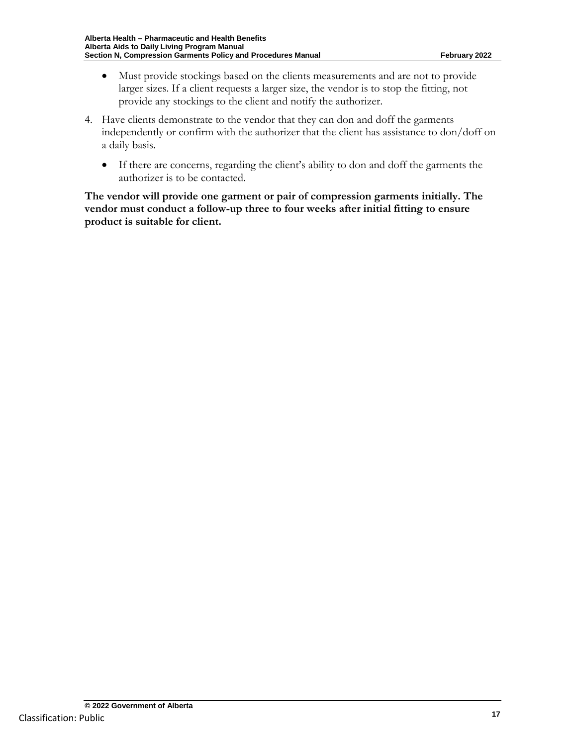- Must provide stockings based on the clients measurements and are not to provide larger sizes. If a client requests a larger size, the vendor is to stop the fitting, not provide any stockings to the client and notify the authorizer.

4. Have clients demonstrate to the vendor that they can don and doff the garments independently or confirm with the authorizer that the client has assistance to don/doff on a daily basis.

    - If there are concerns, regarding the client's ability to don and doff the garments the authorizer is to be contacted.

**The vendor will provide one garment or pair of compression garments initially. The vendor must conduct a follow-up three to four weeks after initial fitting to ensure product is suitable for client.**